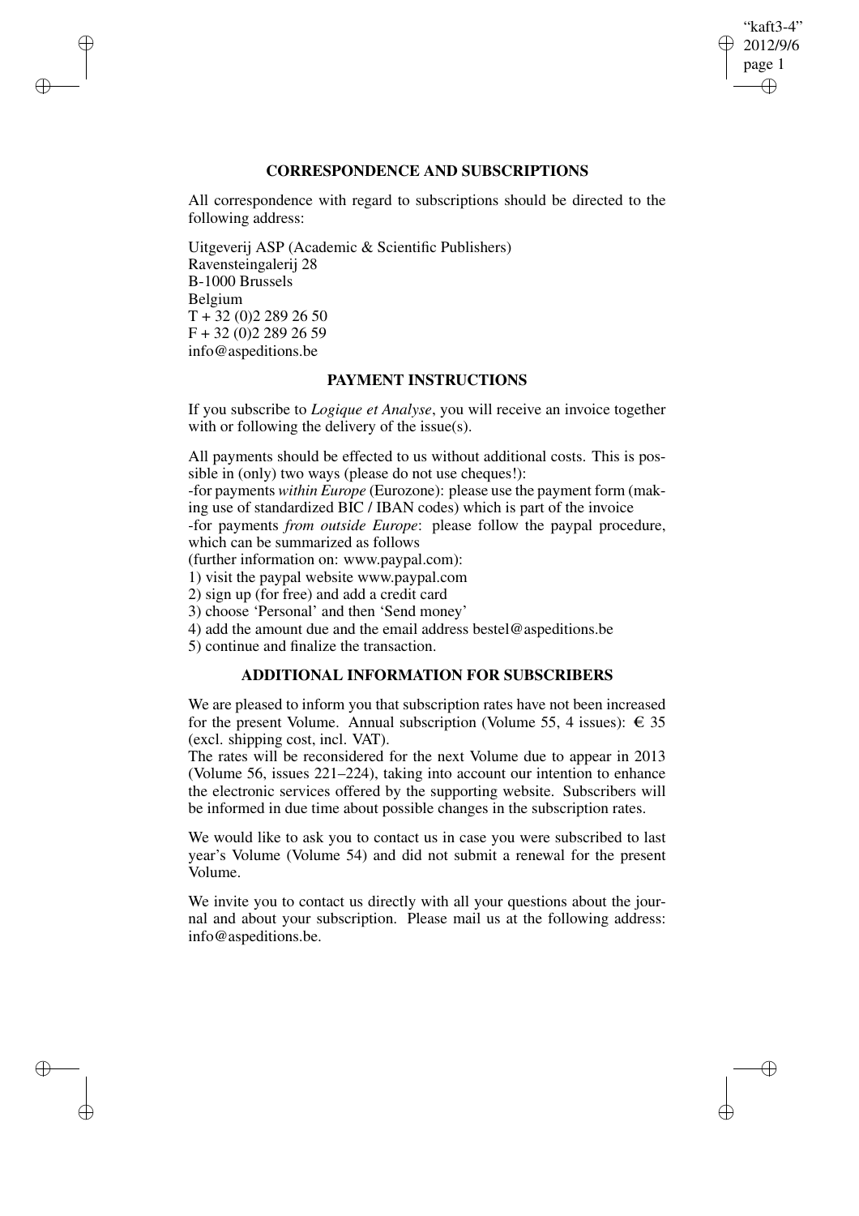## CORRESPONDENCE AND SUBSCRIPTIONS

All correspondence with regard to subscriptions should be directed to the following address:

Uitgeverij ASP (Academic & Scientific Publishers)
Ravensteingalerij 28
B-1000 Brussels
Belgium
T + 32 (0)2 289 26 50
F + 32 (0)2 289 26 59
info@aspeditions.be

## PAYMENT INSTRUCTIONS

If you subscribe to *Logique et Analyse*, you will receive an invoice together with or following the delivery of the issue(s).

All payments should be effected to us without additional costs. This is possible in (only) two ways (please do not use cheques!):
-for payments *within Europe* (Eurozone): please use the payment form (making use of standardized BIC / IBAN codes) which is part of the invoice
-for payments *from outside Europe*: please follow the paypal procedure, which can be summarized as follows
(further information on: www.paypal.com):
1) visit the paypal website www.paypal.com
2) sign up (for free) and add a credit card
3) choose 'Personal' and then 'Send money'
4) add the amount due and the email address bestel@aspeditions.be
5) continue and finalize the transaction.

## ADDITIONAL INFORMATION FOR SUBSCRIBERS

We are pleased to inform you that subscription rates have not been increased for the present Volume. Annual subscription (Volume 55, 4 issues): € 35 (excl. shipping cost, incl. VAT).
The rates will be reconsidered for the next Volume due to appear in 2013 (Volume 56, issues 221–224), taking into account our intention to enhance the electronic services offered by the supporting website. Subscribers will be informed in due time about possible changes in the subscription rates.

We would like to ask you to contact us in case you were subscribed to last year's Volume (Volume 54) and did not submit a renewal for the present Volume.

We invite you to contact us directly with all your questions about the journal and about your subscription. Please mail us at the following address: info@aspeditions.be.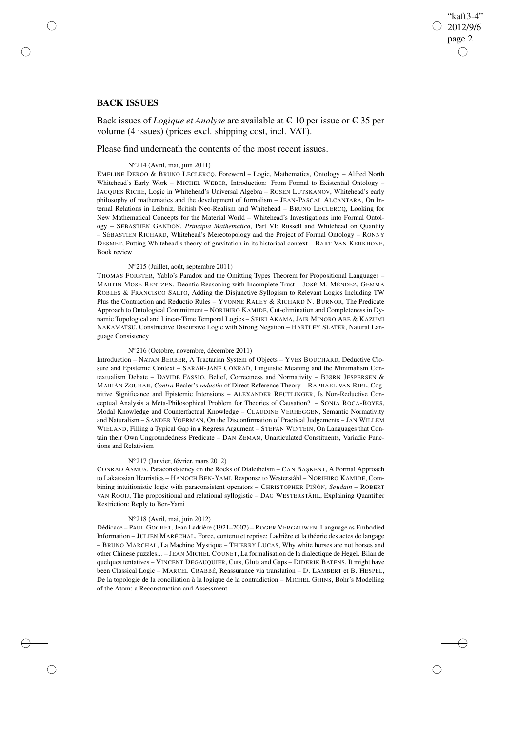## BACK ISSUES

Back issues of *Logique et Analyse* are available at € 10 per issue or € 35 per volume (4 issues) (prices excl. shipping cost, incl. VAT).

Please find underneath the contents of the most recent issues.

N°214 (Avril, mai, juin 2011)

EMELINE DEROO & BRUNO LECLERCQ, Foreword – Logic, Mathematics, Ontology – Alfred North Whitehead's Early Work – MICHEL WEBER, Introduction: From Formal to Existential Ontology – JACQUES RICHE, Logic in Whitehead's Universal Algebra – ROSEN LUTSKANOV, Whitehead's early philosophy of mathematics and the development of formalism – JEAN-PASCAL ALCANTARA, On Internal Relations in Leibniz, British Neo-Realism and Whitehead – BRUNO LECLERCQ, Looking for New Mathematical Concepts for the Material World – Whitehead's Investigations into Formal Ontology – SÉBASTIEN GANDON, *Principia Mathematica*, Part VI: Russell and Whitehead on Quantity – SÉBASTIEN RICHARD, Whitehead's Mereotopology and the Project of Formal Ontology – RONNY DESMET, Putting Whitehead's theory of gravitation in its historical context – BART VAN KERKHOVE, Book review

N°215 (Juillet, août, septembre 2011)

THOMAS FORSTER, Yablo's Paradox and the Omitting Types Theorem for Propositional Languages – MARTIN MOSE BENTZEN, Deontic Reasoning with Incomplete Trust – JOSÉ M. MÉNDEZ, GEMMA ROBLES & FRANCISCO SALTO, Adding the Disjunctive Syllogism to Relevant Logics Including TW Plus the Contraction and Reductio Rules – YVONNE RALEY & RICHARD N. BURNOR, The Predicate Approach to Ontological Commitment – NORIHIRO KAMIDE, Cut-elimination and Completeness in Dynamic Topological and Linear-Time Temporal Logics – SEIKI AKAMA, JAIR MINORO ABE & KAZUMI NAKAMATSU, Constructive Discursive Logic with Strong Negation – HARTLEY SLATER, Natural Language Consistency

N°216 (Octobre, novembre, décembre 2011)

Introduction – NATAN BERBER, A Tractarian System of Objects – YVES BOUCHARD, Deductive Closure and Epistemic Context – SARAH-JANE CONRAD, Linguistic Meaning and the Minimalism Contextualism Debate – DAVIDE FASSIO, Belief, Correctness and Normativity – BJØRN JESPERSEN & MARIÁN ZOUHAR, *Contra* Bealer's *reductio* of Direct Reference Theory – RAPHAEL VAN RIEL, Cognitive Significance and Epistemic Intensions – ALEXANDER REUTLINGER, Is Non-Reductive Conceptual Analysis a Meta-Philosophical Problem for Theories of Causation? – SONIA ROCA-ROYES, Modal Knowledge and Counterfactual Knowledge – CLAUDINE VERHEGGEN, Semantic Normativity and Naturalism – SANDER VOERMAN, On the Disconfirmation of Practical Judgements – JAN WILLEM WIELAND, Filling a Typical Gap in a Regress Argument – STEFAN WINTEIN, On Languages that Contain their Own Ungroundedness Predicate – DAN ZEMAN, Unarticulated Constituents, Variadic Functions and Relativism

N°217 (Janvier, février, mars 2012)

CONRAD ASMUS, Paraconsistency on the Rocks of Dialetheism – CAN BAŞKENT, A Formal Approach to Lakatosian Heuristics – HANOCH BEN-YAMI, Response to Westerståhl – NORIHIRO KAMIDE, Combining intuitionistic logic with paraconsistent operators – CHRISTOPHER PIÑÓN, *Soudain* – ROBERT VAN ROOIJ, The propositional and relational syllogistic – DAG WESTERSTÅHL, Explaining Quantifier Restriction: Reply to Ben-Yami

N°218 (Avril, mai, juin 2012)

Dédicace – PAUL GOCHET, Jean Ladrière (1921–2007) – ROGER VERGAUWEN, Language as Embodied Information – JULIEN MARÉCHAL, Force, contenu et reprise: Ladrière et la théorie des actes de langage – BRUNO MARCHAL, La Machine Mystique – THIERRY LUCAS, Why white horses are not horses and other Chinese puzzles... – JEAN MICHEL COUNET, La formalisation de la dialectique de Hegel. Bilan de quelques tentatives – VINCENT DEGAUQUIER, Cuts, Gluts and Gaps – DIDERIK BATENS, It might have been Classical Logic – MARCEL CRABBÉ, Reassurance via translation – D. LAMBERT et B. HESPEL, De la topologie de la conciliation à la logique de la contradiction – MICHEL GHINS, Bohr's Modelling of the Atom: a Reconstruction and Assessment